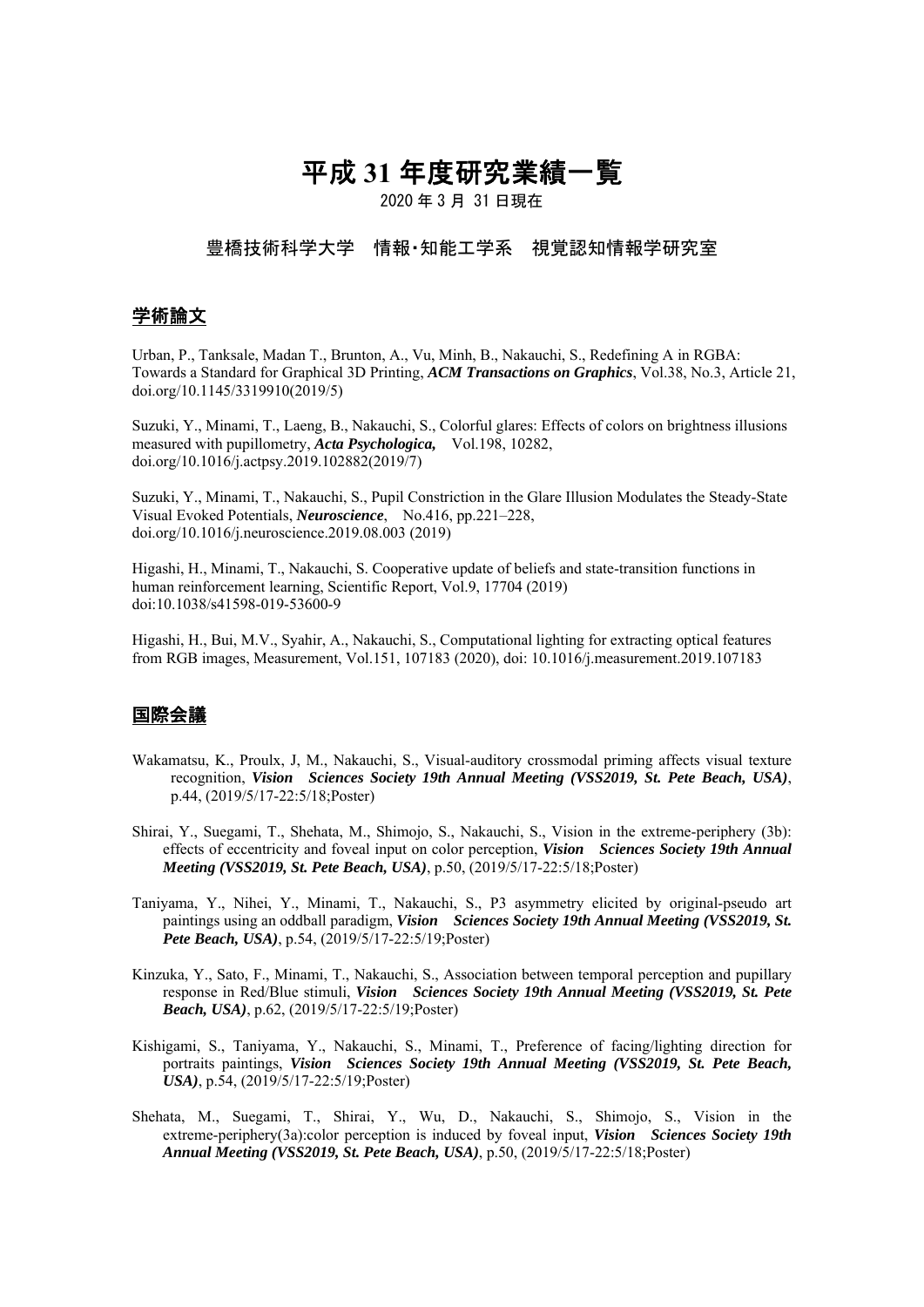# 平成 31 年度研究業績一覧

2020 年 3 月 31 日現在

豊橋技術科学大学　情報･知能工学系　視覚認知情報学研究室

## 学術論文

Urban, P., Tanksale, Madan T., Brunton, A., Vu, Minh, B., Nakauchi, S., Redefining A in RGBA: Towards a Standard for Graphical 3D Printing, ***ACM Transactions on Graphics***, Vol.38, No.3, Article 21, doi.org/10.1145/3319910(2019/5)

Suzuki, Y., Minami, T., Laeng, B., Nakauchi, S., Colorful glares: Effects of colors on brightness illusions measured with pupillometry, ***Acta Psychologica,*** Vol.198, 10282, doi.org/10.1016/j.actpsy.2019.102882(2019/7)

Suzuki, Y., Minami, T., Nakauchi, S., Pupil Constriction in the Glare Illusion Modulates the Steady-State Visual Evoked Potentials, ***Neuroscience***, No.416, pp.221–228, doi.org/10.1016/j.neuroscience.2019.08.003 (2019)

Higashi, H., Minami, T., Nakauchi, S. Cooperative update of beliefs and state-transition functions in human reinforcement learning, Scientific Report, Vol.9, 17704 (2019) doi:10.1038/s41598-019-53600-9

Higashi, H., Bui, M.V., Syahir, A., Nakauchi, S., Computational lighting for extracting optical features from RGB images, Measurement, Vol.151, 107183 (2020), doi: 10.1016/j.measurement.2019.107183

## 国際会議

Wakamatsu, K., Proulx, J, M., Nakauchi, S., Visual-auditory crossmodal priming affects visual texture recognition, ***Vision Sciences Society 19th Annual Meeting (VSS2019, St. Pete Beach, USA)***, p.44, (2019/5/17-22:5/18;Poster)

Shirai, Y., Suegami, T., Shehata, M., Shimojo, S., Nakauchi, S., Vision in the extreme-periphery (3b): effects of eccentricity and foveal input on color perception, ***Vision Sciences Society 19th Annual Meeting (VSS2019, St. Pete Beach, USA)***, p.50, (2019/5/17-22:5/18;Poster)

Taniyama, Y., Nihei, Y., Minami, T., Nakauchi, S., P3 asymmetry elicited by original-pseudo art paintings using an oddball paradigm, ***Vision Sciences Society 19th Annual Meeting (VSS2019, St. Pete Beach, USA)***, p.54, (2019/5/17-22:5/19;Poster)

Kinzuka, Y., Sato, F., Minami, T., Nakauchi, S., Association between temporal perception and pupillary response in Red/Blue stimuli, ***Vision Sciences Society 19th Annual Meeting (VSS2019, St. Pete Beach, USA)***, p.62, (2019/5/17-22:5/19;Poster)

Kishigami, S., Taniyama, Y., Nakauchi, S., Minami, T., Preference of facing/lighting direction for portraits paintings, ***Vision Sciences Society 19th Annual Meeting (VSS2019, St. Pete Beach, USA)***, p.54, (2019/5/17-22:5/19;Poster)

Shehata, M., Suegami, T., Shirai, Y., Wu, D., Nakauchi, S., Shimojo, S., Vision in the extreme-periphery(3a):color perception is induced by foveal input, ***Vision Sciences Society 19th Annual Meeting (VSS2019, St. Pete Beach, USA)***, p.50, (2019/5/17-22:5/18;Poster)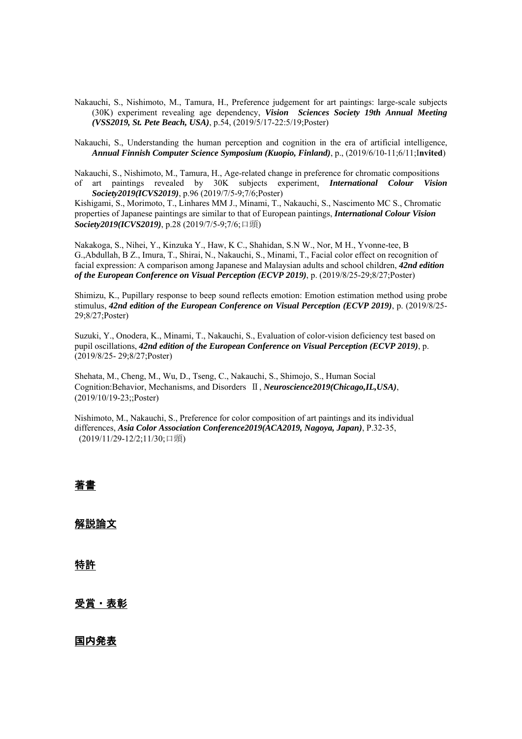Nakauchi, S., Nishimoto, M., Tamura, H., Preference judgement for art paintings: large-scale subjects (30K) experiment revealing age dependency, ***Vision Sciences Society 19th Annual Meeting (VSS2019, St. Pete Beach, USA)***, p.54, (2019/5/17-22:5/19;Poster)

Nakauchi, S., Understanding the human perception and cognition in the era of artificial intelligence, ***Annual Finnish Computer Science Symposium (Kuopio, Finland)***, p., (2019/6/10-11;6/11;I**nvited**)

Nakauchi, S., Nishimoto, M., Tamura, H., Age-related change in preference for chromatic compositions of art paintings revealed by 30K subjects experiment, ***International Colour Vision Society2019(ICVS2019)***, p.96 (2019/7/5-9;7/6;Poster)

Kishigami, S., Morimoto, T., Linhares MM J., Minami, T., Nakauchi, S., Nascimento MC S., Chromatic properties of Japanese paintings are similar to that of European paintings, ***International Colour Vision Society2019(ICVS2019)***, p.28 (2019/7/5-9;7/6;口頭)

Nakakoga, S., Nihei, Y., Kinzuka Y., Haw, K C., Shahidan, S.N W., Nor, M H., Yvonne-tee, B G.,Abdullah, B Z., Imura, T., Shirai, N., Nakauchi, S., Minami, T., Facial color effect on recognition of facial expression: A comparison among Japanese and Malaysian adults and school children, ***42nd edition of the European Conference on Visual Perception (ECVP 2019)***, p. (2019/8/25-29;8/27;Poster)

Shimizu, K., Pupillary response to beep sound reflects emotion: Emotion estimation method using probe stimulus, ***42nd edition of the European Conference on Visual Perception (ECVP 2019)***, p. (2019/8/25-29;8/27;Poster)

Suzuki, Y., Onodera, K., Minami, T., Nakauchi, S., Evaluation of color-vision deficiency test based on pupil oscillations, ***42nd edition of the European Conference on Visual Perception (ECVP 2019)***, p. (2019/8/25- 29;8/27;Poster)

Shehata, M., Cheng, M., Wu, D., Tseng, C., Nakauchi, S., Shimojo, S., Human Social Cognition:Behavior, Mechanisms, and Disorders Ⅱ, ***Neuroscience2019(Chicago,IL,USA)***, (2019/10/19-23;;Poster)

Nishimoto, M., Nakauchi, S., Preference for color composition of art paintings and its individual differences, ***Asia Color Association Conference2019(ACA2019, Nagoya, Japan)***, P.32-35, (2019/11/29-12/2;11/30;口頭)

## 著書

## 解説論文

## 特許

## 受賞・表彰

## 国内発表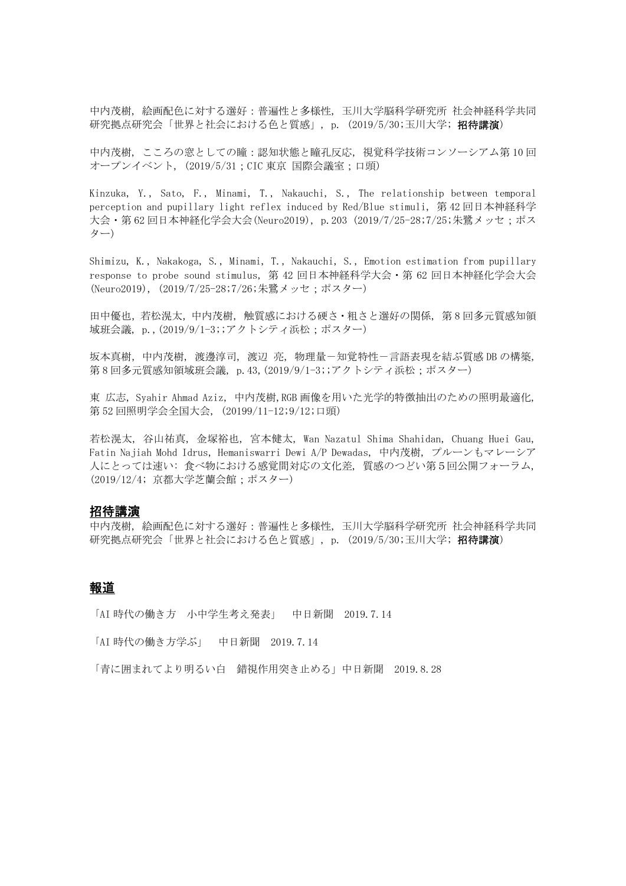中内茂樹, 絵画配色に対する選好：普遍性と多様性, 玉川大学脳科学研究所 社会神経科学共同研究拠点研究会「世界と社会における色と質感」, p. (2019/5/30;玉川大学; **招待講演**)

中内茂樹, こころの窓としての瞳：認知状態と瞳孔反応, 視覚科学技術コンソーシアム第 10 回オープンイベント, (2019/5/31；CIC 東京 国際会議室；口頭)

Kinzuka, Y., Sato, F., Minami, T., Nakauchi, S., The relationship between temporal perception and pupillary light reflex induced by Red/Blue stimuli, 第 42 回日本神経科学大会・第 62 回日本神経化学会大会(Neuro2019), p.203 (2019/7/25-28;7/25;朱鷺メッセ；ポスター)

Shimizu, K., Nakakoga, S., Minami, T., Nakauchi, S., Emotion estimation from pupillary response to probe sound stimulus, 第 42 回日本神経科学大会・第 62 回日本神経化学会大会(Neuro2019), (2019/7/25-28;7/26;朱鷺メッセ；ポスター)

田中優也, 若松滉太, 中内茂樹, 触質感における硬さ・粗さと選好の関係, 第 8 回多元質感知領域班会議, p.,(2019/9/1-3;;アクトシティ浜松；ポスター)

坂本真樹, 中内茂樹, 渡邊淳司, 渡辺 亮, 物理量－知覚特性－言語表現を結ぶ質感 DB の構築, 第 8 回多元質感知領域班会議, p.43,(2019/9/1-3;;アクトシティ浜松；ポスター)

東 広志, Syahir Ahmad Aziz, 中内茂樹,RGB 画像を用いた光学的特徴抽出のための照明最適化, 第 52 回照明学会全国大会, (20199/11-12;9/12;口頭)

若松滉太, 谷山祐真, 金塚裕也, 宮本健太, Wan Nazatul Shima Shahidan, Chuang Huei Gau, Fatin Najiah Mohd Idrus, Hemaniswarri Dewi A/P Dewadas, 中内茂樹, プルーンもマレーシア人にとっては速い: 食べ物における感覚間対応の文化差, 質感のつどい第５回公開フォーラム, (2019/12/4; 京都大学芝蘭会館；ポスター)

## 招待講演

中内茂樹, 絵画配色に対する選好：普遍性と多様性, 玉川大学脳科学研究所 社会神経科学共同研究拠点研究会「世界と社会における色と質感」, p. (2019/5/30;玉川大学; **招待講演**)

## 報道

「AI 時代の働き方　小中学生考え発表」　中日新聞　2019.7.14

「AI 時代の働き方学ぶ」　中日新聞　2019.7.14

「青に囲まれてより明るい白　錯視作用突き止める」中日新聞　2019.8.28